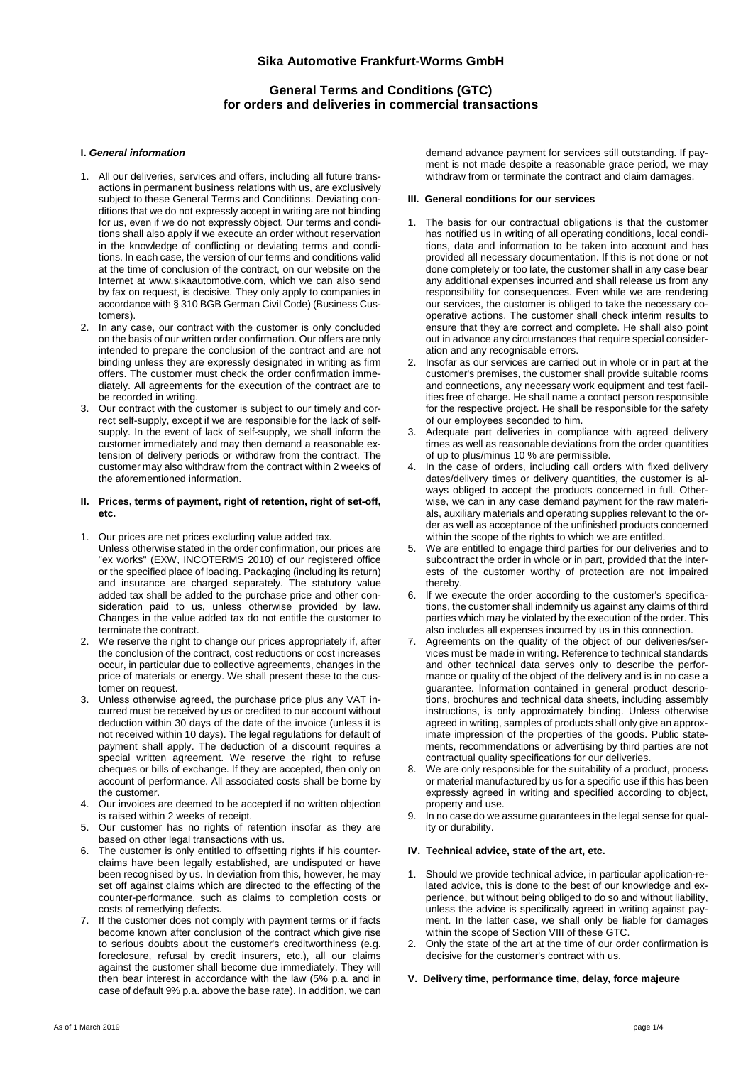# Sika Automotive Frankfurt-Worms GmbH

## General Terms and Conditions (GTC) for orders and deliveries in commercial transactions

### I. *General information*

1. All our deliveries, services and offers, including all future transactions in permanent business relations with us, are exclusively subject to these General Terms and Conditions. Deviating conditions that we do not expressly accept in writing are not binding for us, even if we do not expressly object. Our terms and conditions shall also apply if we execute an order without reservation in the knowledge of conflicting or deviating terms and conditions. In each case, the version of our terms and conditions valid at the time of conclusion of the contract, on our website on the Internet at www.sikaautomotive.com, which we can also send by fax on request, is decisive. They only apply to companies in accordance with § 310 BGB German Civil Code) (Business Customers).
2. In any case, our contract with the customer is only concluded on the basis of our written order confirmation. Our offers are only intended to prepare the conclusion of the contract and are not binding unless they are expressly designated in writing as firm offers. The customer must check the order confirmation immediately. All agreements for the execution of the contract are to be recorded in writing.
3. Our contract with the customer is subject to our timely and correct self-supply, except if we are responsible for the lack of self-supply. In the event of lack of self-supply, we shall inform the customer immediately and may then demand a reasonable extension of delivery periods or withdraw from the contract. The customer may also withdraw from the contract within 2 weeks of the aforementioned information.

### II. Prices, terms of payment, right of retention, right of set-off, etc.

1. Our prices are net prices excluding value added tax.
   Unless otherwise stated in the order confirmation, our prices are "ex works" (EXW, INCOTERMS 2010) of our registered office or the specified place of loading. Packaging (including its return) and insurance are charged separately. The statutory value added tax shall be added to the purchase price and other consideration paid to us, unless otherwise provided by law. Changes in the value added tax do not entitle the customer to terminate the contract.
2. We reserve the right to change our prices appropriately if, after the conclusion of the contract, cost reductions or cost increases occur, in particular due to collective agreements, changes in the price of materials or energy. We shall present these to the customer on request.
3. Unless otherwise agreed, the purchase price plus any VAT incurred must be received by us or credited to our account without deduction within 30 days of the date of the invoice (unless it is not received within 10 days). The legal regulations for default of payment shall apply. The deduction of a discount requires a special written agreement. We reserve the right to refuse cheques or bills of exchange. If they are accepted, then only on account of performance. All associated costs shall be borne by the customer.
4. Our invoices are deemed to be accepted if no written objection is raised within 2 weeks of receipt.
5. Our customer has no rights of retention insofar as they are based on other legal transactions with us.
6. The customer is only entitled to offsetting rights if his counterclaims have been legally established, are undisputed or have been recognised by us. In deviation from this, however, he may set off against claims which are directed to the effecting of the counter-performance, such as claims to completion costs or costs of remedying defects.
7. If the customer does not comply with payment terms or if facts become known after conclusion of the contract which give rise to serious doubts about the customer's creditworthiness (e.g. foreclosure, refusal by credit insurers, etc.), all our claims against the customer shall become due immediately. They will then bear interest in accordance with the law (5% p.a. and in case of default 9% p.a. above the base rate). In addition, we can demand advance payment for services still outstanding. If payment is not made despite a reasonable grace period, we may withdraw from or terminate the contract and claim damages.

### III. General conditions for our services

1. The basis for our contractual obligations is that the customer has notified us in writing of all operating conditions, local conditions, data and information to be taken into account and has provided all necessary documentation. If this is not done or not done completely or too late, the customer shall in any case bear any additional expenses incurred and shall release us from any responsibility for consequences. Even while we are rendering our services, the customer is obliged to take the necessary cooperative actions. The customer shall check interim results to ensure that they are correct and complete. He shall also point out in advance any circumstances that require special consideration and any recognisable errors.
2. Insofar as our services are carried out in whole or in part at the customer's premises, the customer shall provide suitable rooms and connections, any necessary work equipment and test facilities free of charge. He shall name a contact person responsible for the respective project. He shall be responsible for the safety of our employees seconded to him.
3. Adequate part deliveries in compliance with agreed delivery times as well as reasonable deviations from the order quantities of up to plus/minus 10 % are permissible.
4. In the case of orders, including call orders with fixed delivery dates/delivery times or delivery quantities, the customer is always obliged to accept the products concerned in full. Otherwise, we can in any case demand payment for the raw materials, auxiliary materials and operating supplies relevant to the order as well as acceptance of the unfinished products concerned within the scope of the rights to which we are entitled.
5. We are entitled to engage third parties for our deliveries and to subcontract the order in whole or in part, provided that the interests of the customer worthy of protection are not impaired thereby.
6. If we execute the order according to the customer's specifications, the customer shall indemnify us against any claims of third parties which may be violated by the execution of the order. This also includes all expenses incurred by us in this connection.
7. Agreements on the quality of the object of our deliveries/services must be made in writing. Reference to technical standards and other technical data serves only to describe the performance or quality of the object of the delivery and is in no case a guarantee. Information contained in general product descriptions, brochures and technical data sheets, including assembly instructions, is only approximately binding. Unless otherwise agreed in writing, samples of products shall only give an approximate impression of the properties of the goods. Public statements, recommendations or advertising by third parties are not contractual quality specifications for our deliveries.
8. We are only responsible for the suitability of a product, process or material manufactured by us for a specific use if this has been expressly agreed in writing and specified according to object, property and use.
9. In no case do we assume guarantees in the legal sense for quality or durability.

### IV. Technical advice, state of the art, etc.

1. Should we provide technical advice, in particular application-related advice, this is done to the best of our knowledge and experience, but without being obliged to do so and without liability, unless the advice is specifically agreed in writing against payment. In the latter case, we shall only be liable for damages within the scope of Section VIII of these GTC.
2. Only the state of the art at the time of our order confirmation is decisive for the customer's contract with us.

### V. Delivery time, performance time, delay, force majeure

As of 1 March 2019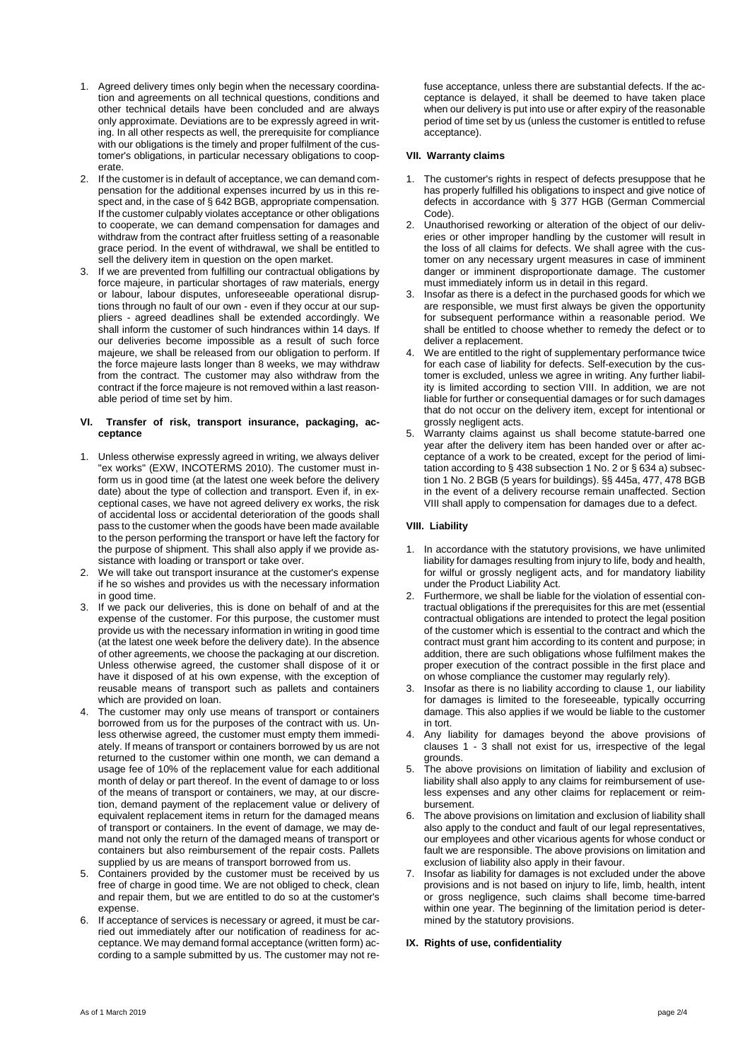1. Agreed delivery times only begin when the necessary coordination and agreements on all technical questions, conditions and other technical details have been concluded and are always only approximate. Deviations are to be expressly agreed in writing. In all other respects as well, the prerequisite for compliance with our obligations is the timely and proper fulfilment of the customer's obligations, in particular necessary obligations to cooperate.
2. If the customer is in default of acceptance, we can demand compensation for the additional expenses incurred by us in this respect and, in the case of § 642 BGB, appropriate compensation. If the customer culpably violates acceptance or other obligations to cooperate, we can demand compensation for damages and withdraw from the contract after fruitless setting of a reasonable grace period. In the event of withdrawal, we shall be entitled to sell the delivery item in question on the open market.
3. If we are prevented from fulfilling our contractual obligations by force majeure, in particular shortages of raw materials, energy or labour, labour disputes, unforeseeable operational disruptions through no fault of our own - even if they occur at our suppliers - agreed deadlines shall be extended accordingly. We shall inform the customer of such hindrances within 14 days. If our deliveries become impossible as a result of such force majeure, we shall be released from our obligation to perform. If the force majeure lasts longer than 8 weeks, we may withdraw from the contract. The customer may also withdraw from the contract if the force majeure is not removed within a last reasonable period of time set by him.

## VI. Transfer of risk, transport insurance, packaging, acceptance

1. Unless otherwise expressly agreed in writing, we always deliver "ex works" (EXW, INCOTERMS 2010). The customer must inform us in good time (at the latest one week before the delivery date) about the type of collection and transport. Even if, in exceptional cases, we have not agreed delivery ex works, the risk of accidental loss or accidental deterioration of the goods shall pass to the customer when the goods have been made available to the person performing the transport or have left the factory for the purpose of shipment. This shall also apply if we provide assistance with loading or transport or take over.
2. We will take out transport insurance at the customer's expense if he so wishes and provides us with the necessary information in good time.
3. If we pack our deliveries, this is done on behalf of and at the expense of the customer. For this purpose, the customer must provide us with the necessary information in writing in good time (at the latest one week before the delivery date). In the absence of other agreements, we choose the packaging at our discretion. Unless otherwise agreed, the customer shall dispose of it or have it disposed of at his own expense, with the exception of reusable means of transport such as pallets and containers which are provided on loan.
4. The customer may only use means of transport or containers borrowed from us for the purposes of the contract with us. Unless otherwise agreed, the customer must empty them immediately. If means of transport or containers borrowed by us are not returned to the customer within one month, we can demand a usage fee of 10% of the replacement value for each additional month of delay or part thereof. In the event of damage to or loss of the means of transport or containers, we may, at our discretion, demand payment of the replacement value or delivery of equivalent replacement items in return for the damaged means of transport or containers. In the event of damage, we may demand not only the return of the damaged means of transport or containers but also reimbursement of the repair costs. Pallets supplied by us are means of transport borrowed from us.
5. Containers provided by the customer must be received by us free of charge in good time. We are not obliged to check, clean and repair them, but we are entitled to do so at the customer's expense.
6. If acceptance of services is necessary or agreed, it must be carried out immediately after our notification of readiness for acceptance. We may demand formal acceptance (written form) according to a sample submitted by us. The customer may not refuse acceptance, unless there are substantial defects. If the acceptance is delayed, it shall be deemed to have taken place when our delivery is put into use or after expiry of the reasonable period of time set by us (unless the customer is entitled to refuse acceptance).

## VII. Warranty claims

1. The customer's rights in respect of defects presuppose that he has properly fulfilled his obligations to inspect and give notice of defects in accordance with § 377 HGB (German Commercial Code).
2. Unauthorised reworking or alteration of the object of our deliveries or other improper handling by the customer will result in the loss of all claims for defects. We shall agree with the customer on any necessary urgent measures in case of imminent danger or imminent disproportionate damage. The customer must immediately inform us in detail in this regard.
3. Insofar as there is a defect in the purchased goods for which we are responsible, we must first always be given the opportunity for subsequent performance within a reasonable period. We shall be entitled to choose whether to remedy the defect or to deliver a replacement.
4. We are entitled to the right of supplementary performance twice for each case of liability for defects. Self-execution by the customer is excluded, unless we agree in writing. Any further liability is limited according to section VIII. In addition, we are not liable for further or consequential damages or for such damages that do not occur on the delivery item, except for intentional or grossly negligent acts.
5. Warranty claims against us shall become statute-barred one year after the delivery item has been handed over or after acceptance of a work to be created, except for the period of limitation according to § 438 subsection 1 No. 2 or § 634 a) subsection 1 No. 2 BGB (5 years for buildings). §§ 445a, 477, 478 BGB in the event of a delivery recourse remain unaffected. Section VIII shall apply to compensation for damages due to a defect.

## VIII. Liability

1. In accordance with the statutory provisions, we have unlimited liability for damages resulting from injury to life, body and health, for wilful or grossly negligent acts, and for mandatory liability under the Product Liability Act.
2. Furthermore, we shall be liable for the violation of essential contractual obligations if the prerequisites for this are met (essential contractual obligations are intended to protect the legal position of the customer which is essential to the contract and which the contract must grant him according to its content and purpose; in addition, there are such obligations whose fulfilment makes the proper execution of the contract possible in the first place and on whose compliance the customer may regularly rely).
3. Insofar as there is no liability according to clause 1, our liability for damages is limited to the foreseeable, typically occurring damage. This also applies if we would be liable to the customer in tort.
4. Any liability for damages beyond the above provisions of clauses 1 - 3 shall not exist for us, irrespective of the legal grounds.
5. The above provisions on limitation of liability and exclusion of liability shall also apply to any claims for reimbursement of useless expenses and any other claims for replacement or reimbursement.
6. The above provisions on limitation and exclusion of liability shall also apply to the conduct and fault of our legal representatives, our employees and other vicarious agents for whose conduct or fault we are responsible. The above provisions on limitation and exclusion of liability also apply in their favour.
7. Insofar as liability for damages is not excluded under the above provisions and is not based on injury to life, limb, health, intent or gross negligence, such claims shall become time-barred within one year. The beginning of the limitation period is determined by the statutory provisions.

## IX. Rights of use, confidentiality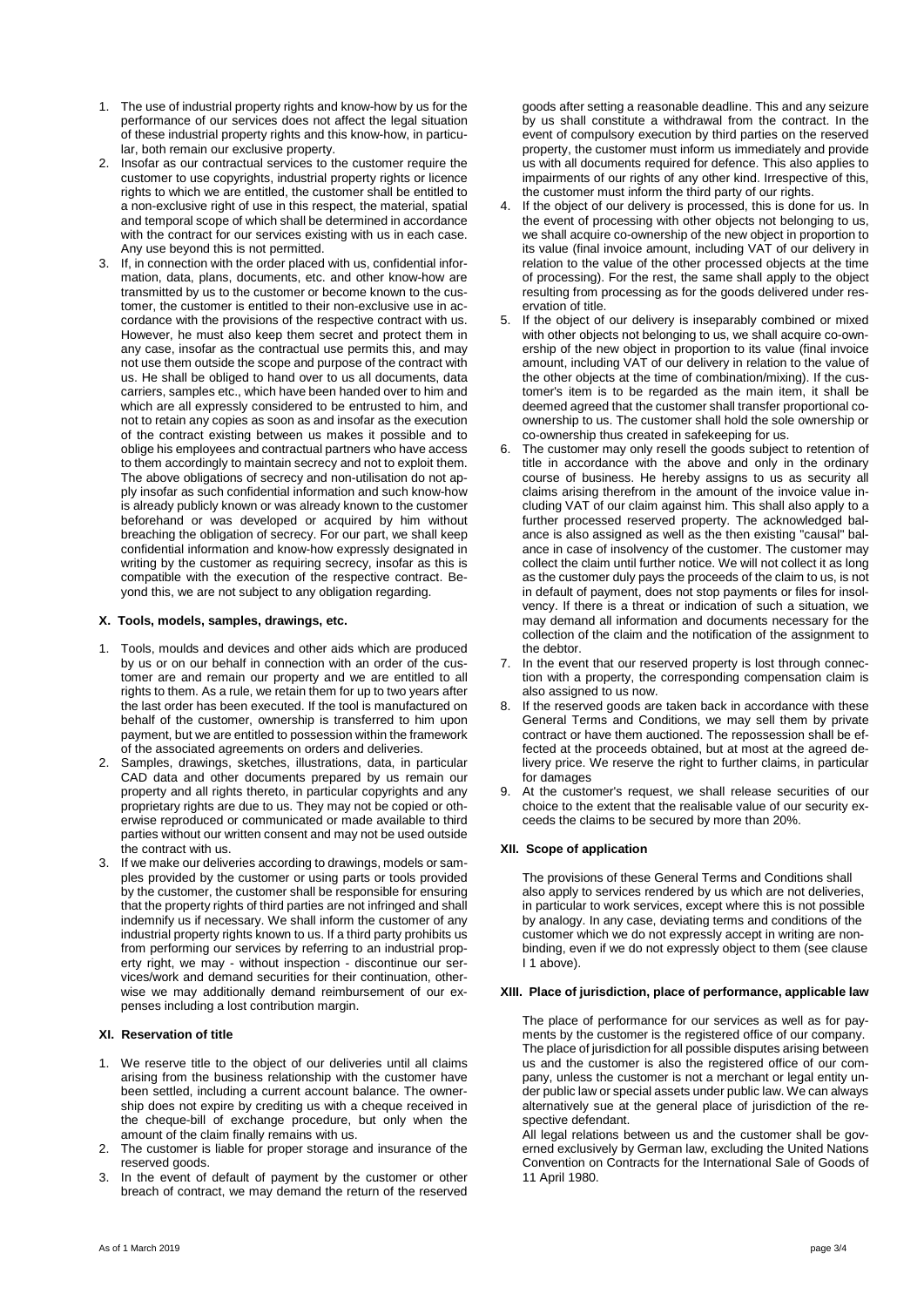1. The use of industrial property rights and know-how by us for the performance of our services does not affect the legal situation of these industrial property rights and this know-how, in particular, both remain our exclusive property.
2. Insofar as our contractual services to the customer require the customer to use copyrights, industrial property rights or licence rights to which we are entitled, the customer shall be entitled to a non-exclusive right of use in this respect, the material, spatial and temporal scope of which shall be determined in accordance with the contract for our services existing with us in each case. Any use beyond this is not permitted.
3. If, in connection with the order placed with us, confidential information, data, plans, documents, etc. and other know-how are transmitted by us to the customer or become known to the customer, the customer is entitled to their non-exclusive use in accordance with the provisions of the respective contract with us. However, he must also keep them secret and protect them in any case, insofar as the contractual use permits this, and may not use them outside the scope and purpose of the contract with us. He shall be obliged to hand over to us all documents, data carriers, samples etc., which have been handed over to him and which are all expressly considered to be entrusted to him, and not to retain any copies as soon as and insofar as the execution of the contract existing between us makes it possible and to oblige his employees and contractual partners who have access to them accordingly to maintain secrecy and not to exploit them. The above obligations of secrecy and non-utilisation do not apply insofar as such confidential information and such know-how is already publicly known or was already known to the customer beforehand or was developed or acquired by him without breaching the obligation of secrecy. For our part, we shall keep confidential information and know-how expressly designated in writing by the customer as requiring secrecy, insofar as this is compatible with the execution of the respective contract. Beyond this, we are not subject to any obligation regarding.

### X. Tools, models, samples, drawings, etc.

1. Tools, moulds and devices and other aids which are produced by us or on our behalf in connection with an order of the customer are and remain our property and we are entitled to all rights to them. As a rule, we retain them for up to two years after the last order has been executed. If the tool is manufactured on behalf of the customer, ownership is transferred to him upon payment, but we are entitled to possession within the framework of the associated agreements on orders and deliveries.
2. Samples, drawings, sketches, illustrations, data, in particular CAD data and other documents prepared by us remain our property and all rights thereto, in particular copyrights and any proprietary rights are due to us. They may not be copied or otherwise reproduced or communicated or made available to third parties without our written consent and may not be used outside the contract with us.
3. If we make our deliveries according to drawings, models or samples provided by the customer or using parts or tools provided by the customer, the customer shall be responsible for ensuring that the property rights of third parties are not infringed and shall indemnify us if necessary. We shall inform the customer of any industrial property rights known to us. If a third party prohibits us from performing our services by referring to an industrial property right, we may - without inspection - discontinue our services/work and demand securities for their continuation, otherwise we may additionally demand reimbursement of our expenses including a lost contribution margin.

### XI. Reservation of title

1. We reserve title to the object of our deliveries until all claims arising from the business relationship with the customer have been settled, including a current account balance. The ownership does not expire by crediting us with a cheque received in the cheque-bill of exchange procedure, but only when the amount of the claim finally remains with us.
2. The customer is liable for proper storage and insurance of the reserved goods.
3. In the event of default of payment by the customer or other breach of contract, we may demand the return of the reserved goods after setting a reasonable deadline. This and any seizure by us shall constitute a withdrawal from the contract. In the event of compulsory execution by third parties on the reserved property, the customer must inform us immediately and provide us with all documents required for defence. This also applies to impairments of our rights of any other kind. Irrespective of this, the customer must inform the third party of our rights.
4. If the object of our delivery is processed, this is done for us. In the event of processing with other objects not belonging to us, we shall acquire co-ownership of the new object in proportion to its value (final invoice amount, including VAT of our delivery in relation to the value of the other processed objects at the time of processing). For the rest, the same shall apply to the object resulting from processing as for the goods delivered under reservation of title.
5. If the object of our delivery is inseparably combined or mixed with other objects not belonging to us, we shall acquire co-ownership of the new object in proportion to its value (final invoice amount, including VAT of our delivery in relation to the value of the other objects at the time of combination/mixing). If the customer's item is to be regarded as the main item, it shall be deemed agreed that the customer shall transfer proportional co-ownership to us. The customer shall hold the sole ownership or co-ownership thus created in safekeeping for us.
6. The customer may only resell the goods subject to retention of title in accordance with the above and only in the ordinary course of business. He hereby assigns to us as security all claims arising therefrom in the amount of the invoice value including VAT of our claim against him. This shall also apply to a further processed reserved property. The acknowledged balance is also assigned as well as the then existing "causal" balance in case of insolvency of the customer. The customer may collect the claim until further notice. We will not collect it as long as the customer duly pays the proceeds of the claim to us, is not in default of payment, does not stop payments or files for insolvency. If there is a threat or indication of such a situation, we may demand all information and documents necessary for the collection of the claim and the notification of the assignment to the debtor.
7. In the event that our reserved property is lost through connection with a property, the corresponding compensation claim is also assigned to us now.
8. If the reserved goods are taken back in accordance with these General Terms and Conditions, we may sell them by private contract or have them auctioned. The repossession shall be effected at the proceeds obtained, but at most at the agreed delivery price. We reserve the right to further claims, in particular for damages
9. At the customer's request, we shall release securities of our choice to the extent that the realisable value of our security exceeds the claims to be secured by more than 20%.

### XII. Scope of application

The provisions of these General Terms and Conditions shall also apply to services rendered by us which are not deliveries, in particular to work services, except where this is not possible by analogy. In any case, deviating terms and conditions of the customer which we do not expressly accept in writing are non-binding, even if we do not expressly object to them (see clause I 1 above).

### XIII. Place of jurisdiction, place of performance, applicable law

The place of performance for our services as well as for payments by the customer is the registered office of our company. The place of jurisdiction for all possible disputes arising between us and the customer is also the registered office of our company, unless the customer is not a merchant or legal entity under public law or special assets under public law. We can always alternatively sue at the general place of jurisdiction of the respective defendant.

All legal relations between us and the customer shall be governed exclusively by German law, excluding the United Nations Convention on Contracts for the International Sale of Goods of 11 April 1980.

As of 1 March 2019